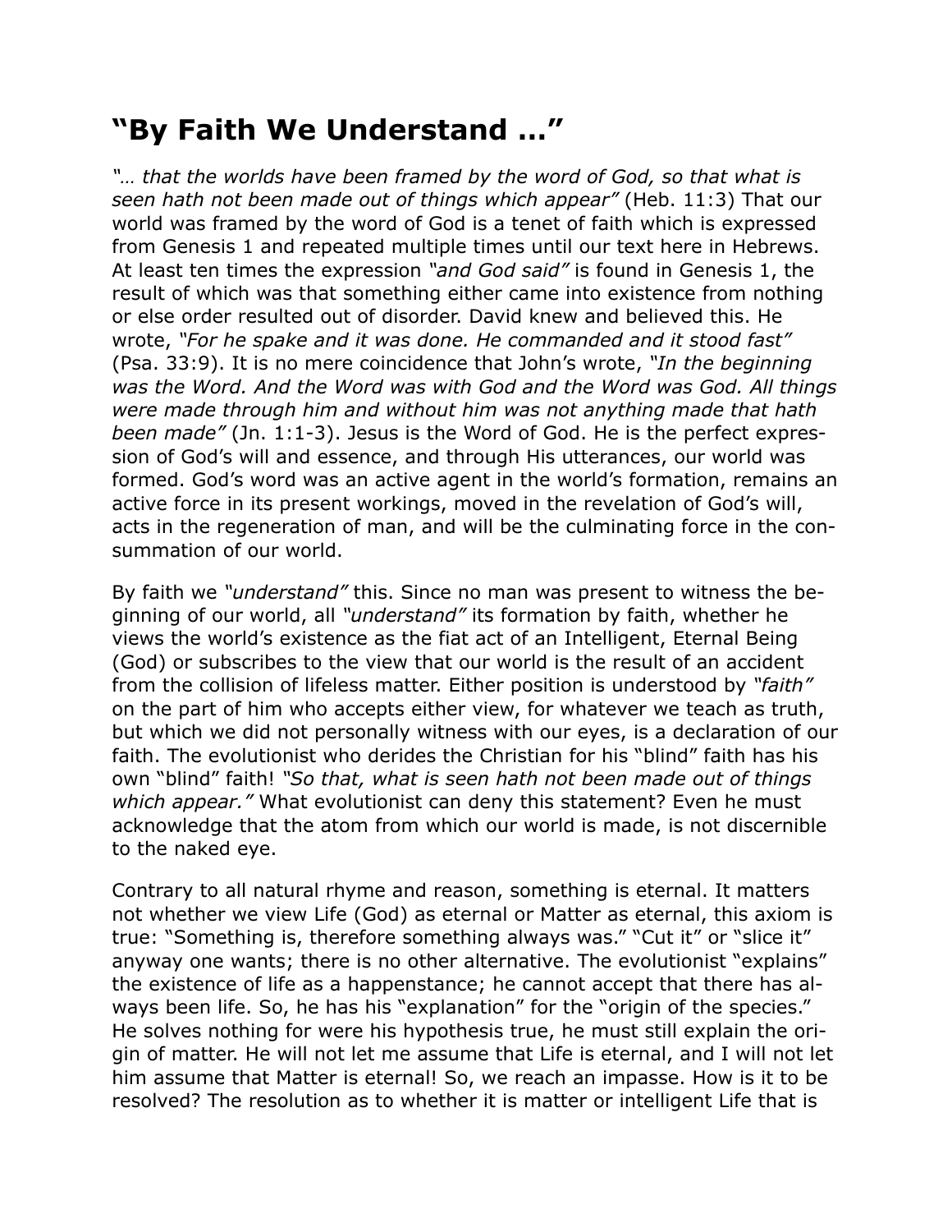# "By Faith We Understand …"

*"… that the worlds have been framed by the word of God, so that what is seen hath not been made out of things which appear"* (Heb. 11:3) That our world was framed by the word of God is a tenet of faith which is expressed from Genesis 1 and repeated multiple times until our text here in Hebrews. At least ten times the expression *"and God said"* is found in Genesis 1, the result of which was that something either came into existence from nothing or else order resulted out of disorder. David knew and believed this. He wrote, *"For he spake and it was done. He commanded and it stood fast"* (Psa. 33:9). It is no mere coincidence that John's wrote, *"In the beginning was the Word. And the Word was with God and the Word was God. All things were made through him and without him was not anything made that hath been made"* (Jn. 1:1-3). Jesus is the Word of God. He is the perfect expression of God's will and essence, and through His utterances, our world was formed. God's word was an active agent in the world's formation, remains an active force in its present workings, moved in the revelation of God's will, acts in the regeneration of man, and will be the culminating force in the consummation of our world.

By faith we *"understand"* this. Since no man was present to witness the beginning of our world, all *"understand"* its formation by faith, whether he views the world's existence as the fiat act of an Intelligent, Eternal Being (God) or subscribes to the view that our world is the result of an accident from the collision of lifeless matter. Either position is understood by *"faith"* on the part of him who accepts either view, for whatever we teach as truth, but which we did not personally witness with our eyes, is a declaration of our faith. The evolutionist who derides the Christian for his "blind" faith has his own "blind" faith! *"So that, what is seen hath not been made out of things which appear."* What evolutionist can deny this statement? Even he must acknowledge that the atom from which our world is made, is not discernible to the naked eye.

Contrary to all natural rhyme and reason, something is eternal. It matters not whether we view Life (God) as eternal or Matter as eternal, this axiom is true: "Something is, therefore something always was." "Cut it" or "slice it" anyway one wants; there is no other alternative. The evolutionist "explains" the existence of life as a happenstance; he cannot accept that there has always been life. So, he has his "explanation" for the "origin of the species." He solves nothing for were his hypothesis true, he must still explain the origin of matter. He will not let me assume that Life is eternal, and I will not let him assume that Matter is eternal! So, we reach an impasse. How is it to be resolved? The resolution as to whether it is matter or intelligent Life that is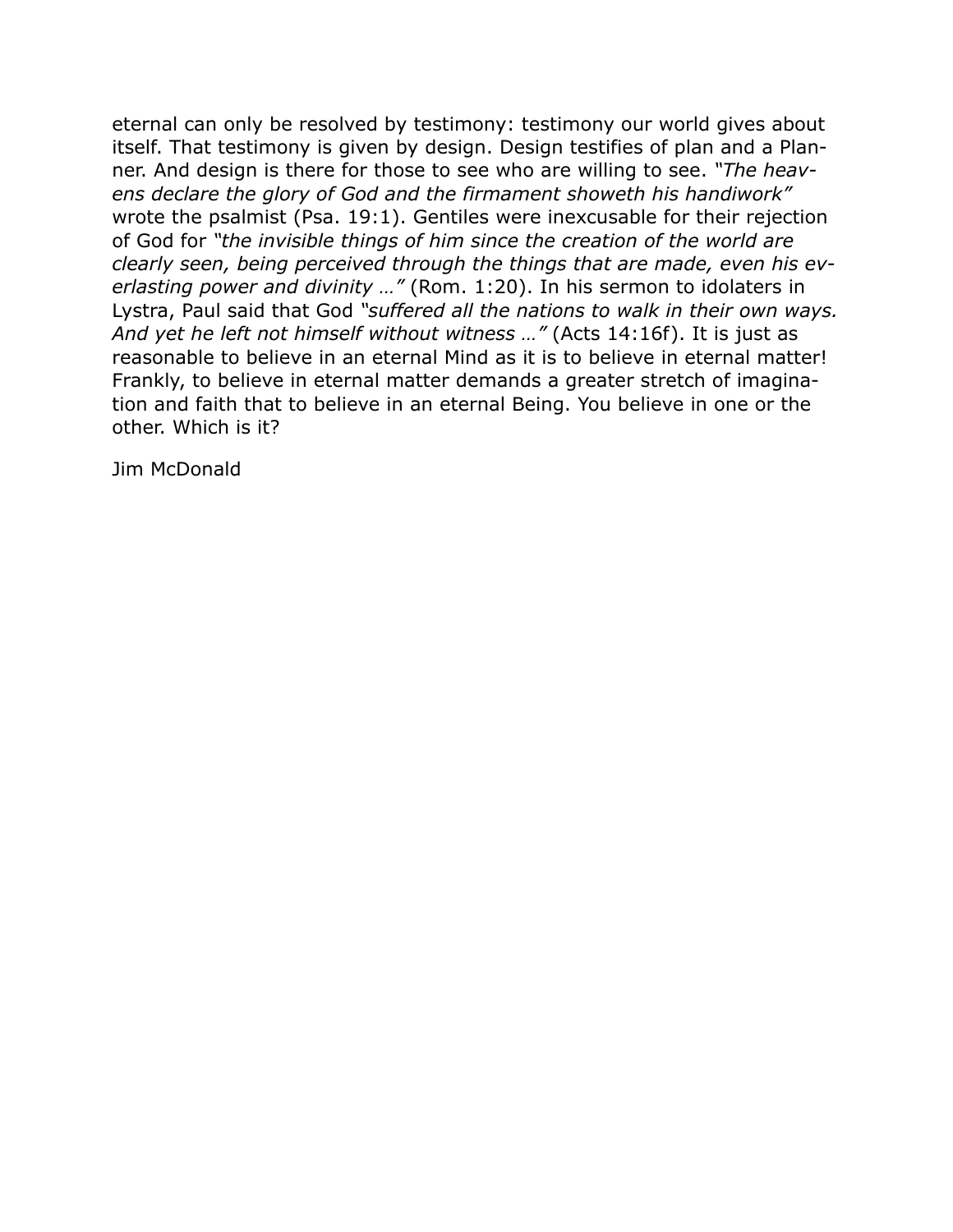eternal can only be resolved by testimony: testimony our world gives about itself. That testimony is given by design. Design testifies of plan and a Planner. And design is there for those to see who are willing to see. *"The heavens declare the glory of God and the firmament showeth his handiwork"* wrote the psalmist (Psa. 19:1). Gentiles were inexcusable for their rejection of God for *"the invisible things of him since the creation of the world are clearly seen, being perceived through the things that are made, even his everlasting power and divinity …"* (Rom. 1:20). In his sermon to idolaters in Lystra, Paul said that God *"suffered all the nations to walk in their own ways. And yet he left not himself without witness …"* (Acts 14:16f). It is just as reasonable to believe in an eternal Mind as it is to believe in eternal matter! Frankly, to believe in eternal matter demands a greater stretch of imagination and faith that to believe in an eternal Being. You believe in one or the other. Which is it?

Jim McDonald